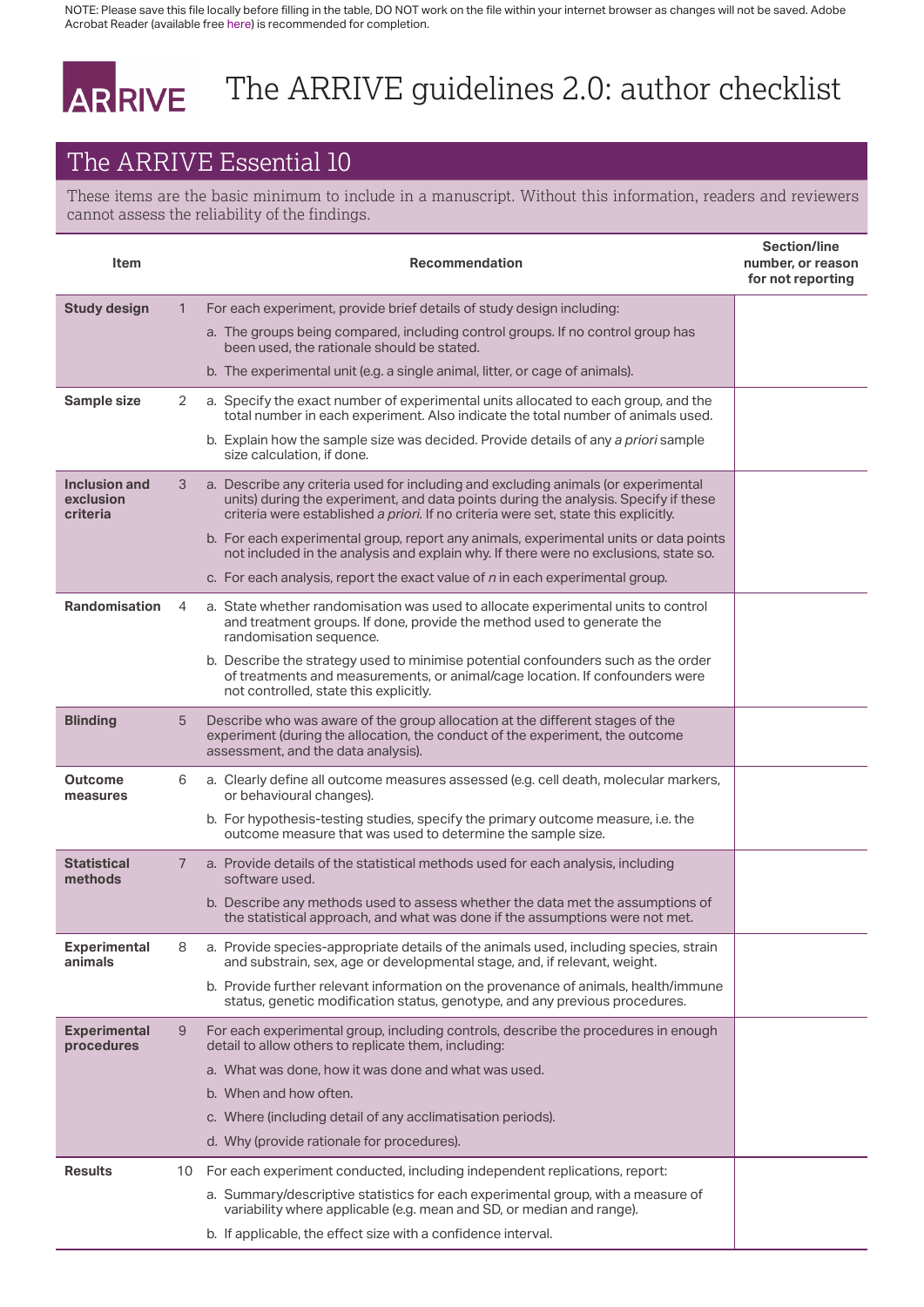NOTE: Please save this file locally before filling in the table, DO NOT work on the file within your internet browser as changes will not be saved. Adobe Acrobat Reader (available free here) is recommended for completion.

# ARRIVE The ARRIVE guidelines 2.0: author checklist

## The ARRIVE Essential 10

These items are the basic minimum to include in a manuscript. Without this information, readers and reviewers cannot assess the reliability of the findings.

| Item | | Recommendation | Section/line number, or reason for not reporting |
|---|---|---|---|
| **Study design** | 1 | For each experiment, provide brief details of study design including:<br>a. The groups being compared, including control groups. If no control group has been used, the rationale should be stated.<br>b. The experimental unit (e.g. a single animal, litter, or cage of animals). | |
| **Sample size** | 2 | a. Specify the exact number of experimental units allocated to each group, and the total number in each experiment. Also indicate the total number of animals used.<br>b. Explain how the sample size was decided. Provide details of any *a priori* sample size calculation, if done. | |
| **Inclusion and exclusion criteria** | 3 | a. Describe any criteria used for including and excluding animals (or experimental units) during the experiment, and data points during the analysis. Specify if these criteria were established *a priori*. If no criteria were set, state this explicitly.<br>b. For each experimental group, report any animals, experimental units or data points not included in the analysis and explain why. If there were no exclusions, state so.<br>c. For each analysis, report the exact value of *n* in each experimental group. | |
| **Randomisation** | 4 | a. State whether randomisation was used to allocate experimental units to control and treatment groups. If done, provide the method used to generate the randomisation sequence.<br>b. Describe the strategy used to minimise potential confounders such as the order of treatments and measurements, or animal/cage location. If confounders were not controlled, state this explicitly. | |
| **Blinding** | 5 | Describe who was aware of the group allocation at the different stages of the experiment (during the allocation, the conduct of the experiment, the outcome assessment, and the data analysis). | |
| **Outcome measures** | 6 | a. Clearly define all outcome measures assessed (e.g. cell death, molecular markers, or behavioural changes).<br>b. For hypothesis-testing studies, specify the primary outcome measure, i.e. the outcome measure that was used to determine the sample size. | |
| **Statistical methods** | 7 | a. Provide details of the statistical methods used for each analysis, including software used.<br>b. Describe any methods used to assess whether the data met the assumptions of the statistical approach, and what was done if the assumptions were not met. | |
| **Experimental animals** | 8 | a. Provide species-appropriate details of the animals used, including species, strain and substrain, sex, age or developmental stage, and, if relevant, weight.<br>b. Provide further relevant information on the provenance of animals, health/immune status, genetic modification status, genotype, and any previous procedures. | |
| **Experimental procedures** | 9 | For each experimental group, including controls, describe the procedures in enough detail to allow others to replicate them, including:<br>a. What was done, how it was done and what was used.<br>b. When and how often.<br>c. Where (including detail of any acclimatisation periods).<br>d. Why (provide rationale for procedures). | |
| **Results** | 10 | For each experiment conducted, including independent replications, report:<br>a. Summary/descriptive statistics for each experimental group, with a measure of variability where applicable (e.g. mean and SD, or median and range).<br>b. If applicable, the effect size with a confidence interval. | |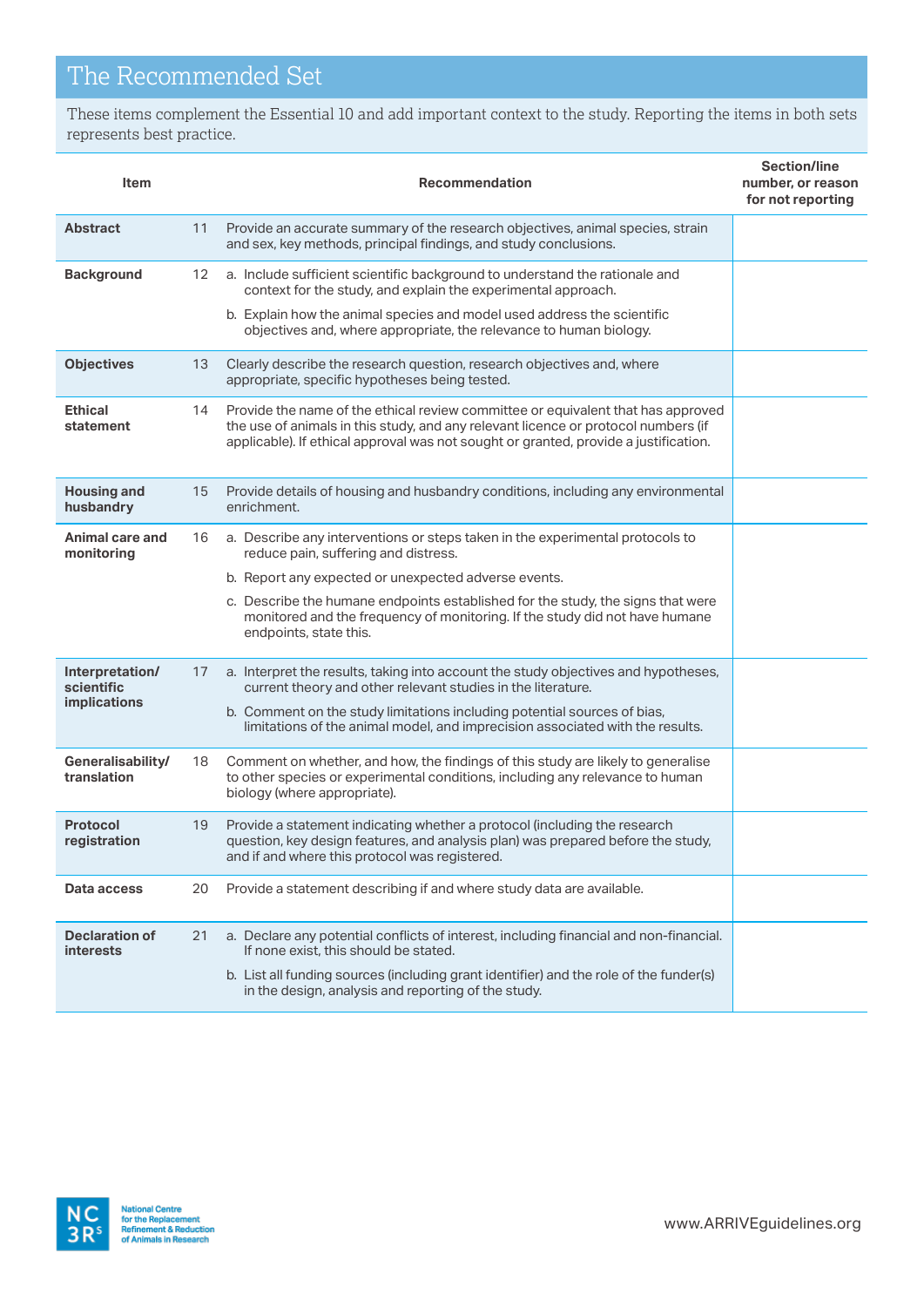## The Recommended Set

These items complement the Essential 10 and add important context to the study. Reporting the items in both sets represents best practice.

| Item | | Recommendation | Section/line number, or reason for not reporting |
|---|---|---|---|
| **Abstract** | 11 | Provide an accurate summary of the research objectives, animal species, strain and sex, key methods, principal findings, and study conclusions. | |
| **Background** | 12 | a. Include sufficient scientific background to understand the rationale and context for the study, and explain the experimental approach.<br>b. Explain how the animal species and model used address the scientific objectives and, where appropriate, the relevance to human biology. | |
| **Objectives** | 13 | Clearly describe the research question, research objectives and, where appropriate, specific hypotheses being tested. | |
| **Ethical statement** | 14 | Provide the name of the ethical review committee or equivalent that has approved the use of animals in this study, and any relevant licence or protocol numbers (if applicable). If ethical approval was not sought or granted, provide a justification. | |
| **Housing and husbandry** | 15 | Provide details of housing and husbandry conditions, including any environmental enrichment. | |
| **Animal care and monitoring** | 16 | a. Describe any interventions or steps taken in the experimental protocols to reduce pain, suffering and distress.<br>b. Report any expected or unexpected adverse events.<br>c. Describe the humane endpoints established for the study, the signs that were monitored and the frequency of monitoring. If the study did not have humane endpoints, state this. | |
| **Interpretation/ scientific implications** | 17 | a. Interpret the results, taking into account the study objectives and hypotheses, current theory and other relevant studies in the literature.<br>b. Comment on the study limitations including potential sources of bias, limitations of the animal model, and imprecision associated with the results. | |
| **Generalisability/ translation** | 18 | Comment on whether, and how, the findings of this study are likely to generalise to other species or experimental conditions, including any relevance to human biology (where appropriate). | |
| **Protocol registration** | 19 | Provide a statement indicating whether a protocol (including the research question, key design features, and analysis plan) was prepared before the study, and if and where this protocol was registered. | |
| **Data access** | 20 | Provide a statement describing if and where study data are available. | |
| **Declaration of interests** | 21 | a. Declare any potential conflicts of interest, including financial and non-financial. If none exist, this should be stated.<br>b. List all funding sources (including grant identifier) and the role of the funder(s) in the design, analysis and reporting of the study. | |

NC3Rs — National Centre for the Replacement Refinement & Reduction of Animals in Research

www.ARRIVEguidelines.org